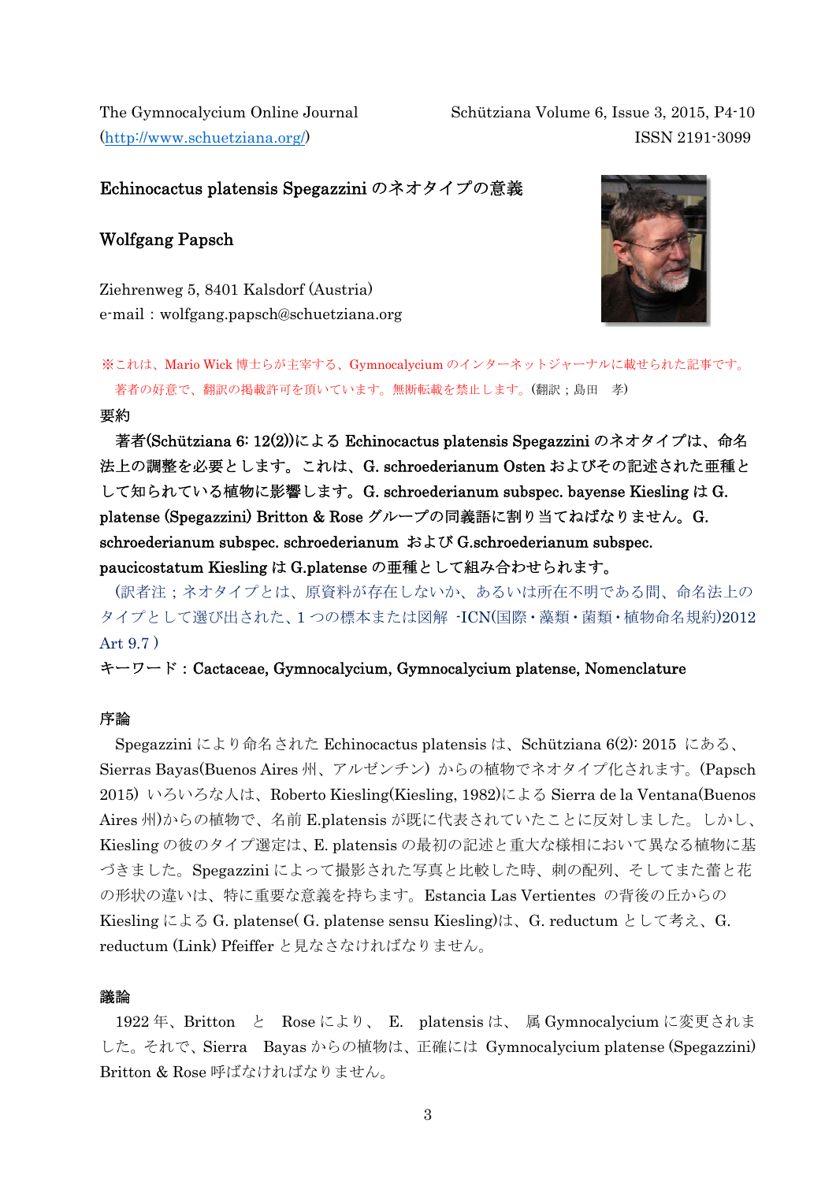The Gymnocalycium Online Journal (http://www.schuetziana.org/)

Schützіana Volume 6, Issue 3, 2015, P4-10
ISSN 2191-3099

# Echinocactus platensis Spegazzini のネオタイプの意義

**Wolfgang Papsch**

Ziehrenweg 5, 8401 Kalsdorf (Austria)
e-mail：wolfgang.papsch@schuetziana.org

※これは、Mario Wick 博士らが主宰する、Gymnocalycium のインターネットジャーナルに載せられた記事です。著者の好意で、翻訳の掲載許可を頂いています。無断転載を禁止します。(翻訳；島田　孝)

## 要約

**著者(Schützіana 6: 12(2))による Echinocactus platensis Spegazzini のネオタイプは、命名法上の調整を必要とします。これは、G. schroederianum Osten およびその記述された亜種として知られている植物に影響します。G. schroederianum subspec. bayense Kiesling は G. platense (Spegazzini) Britton & Rose グループの同義語に割り当てねばなりません。G. schroederianum subspec. schroederianum および G.schroederianum subspec. paucicostatum Kiesling は G.platense の亜種として組み合わせられます。**

(訳者注；ネオタイプとは、原資料が存在しないか、あるいは所在不明である間、命名法上のタイプとして選び出された、1 つの標本または図解 -ICN(国際・藻類・菌類・植物命名規約)2012 Art 9.7 )

**キーワード：Cactaceae, Gymnocalycium, Gymnocalycium platense, Nomenclature**

## 序論

Spegazzini により命名された Echinocactus platensis は、Schützіana 6(2): 2015 にある、Sierras Bayas(Buenos Aires 州、アルゼンチン) からの植物でネオタイプ化されます。(Papsch 2015) いろいろな人は、Roberto Kiesling(Kiesling, 1982)による Sierra de la Ventana(Buenos Aires 州)からの植物で、名前 E.platensis が既に代表されていたことに反対しました。しかし、Kiesling の彼のタイプ選定は、E. platensis の最初の記述と重大な様相において異なる植物に基づきました。Spegazzini によって撮影された写真と比較した時、刺の配列、そしてまた蕾と花の形状の違いは、特に重要な意義を持ちます。Estancia Las Vertientes の背後の丘からの Kiesling による G. platense( G. platense sensu Kiesling)は、G. reductum として考え、G. reductum (Link) Pfeiffer と見なさなければなりません。

## 議論

1922 年、Britton と Rose により、 E. platensis は、 属 Gymnocalycium に変更されました。それで、Sierra Bayas からの植物は、正確には Gymnocalycium platense (Spegazzini) Britton & Rose 呼ばなければなりません。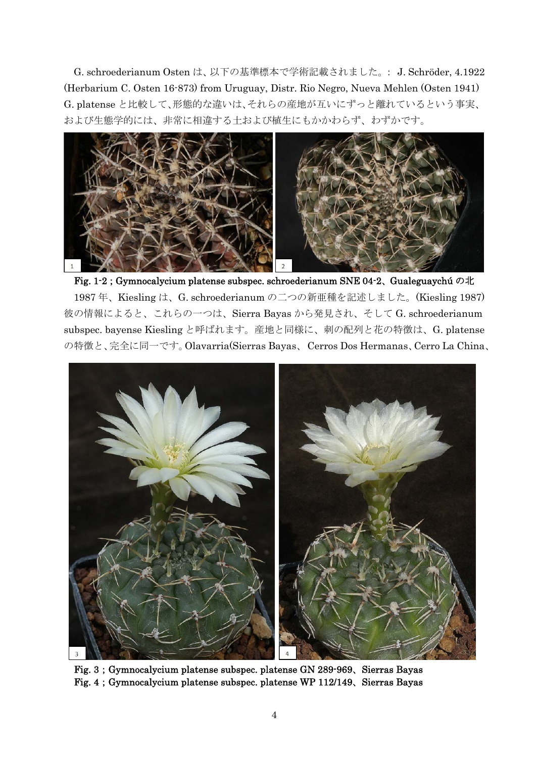G. schroederianum Osten は、以下の基準標本で学術記載されました。: J. Schröder, 4.1922 (Herbarium C. Osten 16-873) from Uruguay, Distr. Rio Negro, Nueva Mehlen (Osten 1941) G. platense と比較して、形態的な違いは、それらの産地が互いにずっと離れているという事実、および生態学的には、非常に相違する土および植生にもかかわらず、わずかです。

**Fig. 1-2 ; Gymnocalycium platense subspec. schroederianum SNE 04-2、Gualeguaychú の北**

1987 年、Kiesling は、G. schroederianum の二つの新亜種を記述しました。(Kiesling 1987) 彼の情報によると、これらの一つは、Sierra Bayas から発見され、そして G. schroederianum subspec. bayense Kiesling と呼ばれます。産地と同様に、刺の配列と花の特徴は、G. platense の特徴と、完全に同一です。Olavarria(Sierras Bayas、 Cerros Dos Hermanas、Cerro La China、

**Fig. 3 ; Gymnocalycium platense subspec. platense GN 289-969、Sierras Bayas**
**Fig. 4 ; Gymnocalycium platense subspec. platense WP 112/149、Sierras Bayas**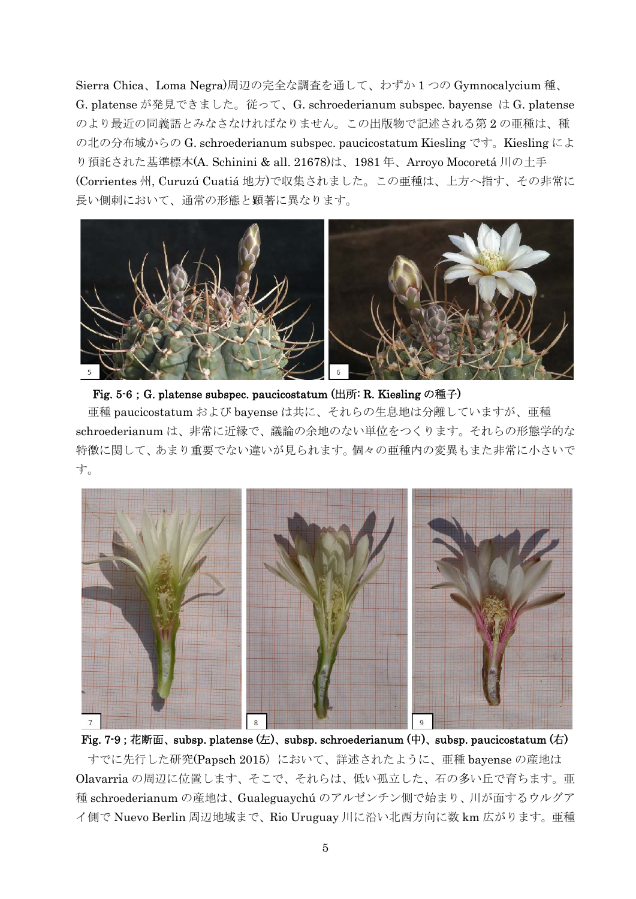Sierra Chica、Loma Negra)周辺の完全な調査を通して、わずか 1 つの Gymnocalycium 種、G. platense が発見できました。従って、G. schroederianum subspec. bayense は G. platense のより最近の同義語とみなさなければなりません。この出版物で記述される第 2 の亜種は、種の北の分布域からの G. schroederianum subspec. paucicostatum Kiesling です。Kiesling により預託された基準標本(A. Schinini & all. 21678)は、1981 年、Arroyo Mocoretá 川の土手(Corrientes 州, Curuzú Cuatiá 地方)で収集されました。この亜種は、上方へ指す、その非常に長い側刺において、通常の形態と顕著に異なります。

**Fig. 5-6 ; G. platense subspec. paucicostatum (出所: R. Kiesling の種子)**

亜種 paucicostatum および bayense は共に、それらの生息地は分離していますが、亜種 schroederianum は、非常に近縁で、議論の余地のない単位をつくります。それらの形態学的な特徴に関して、あまり重要でない違いが見られます。個々の亜種内の変異もまた非常に小さいです。

**Fig. 7-9 ; 花断面、subsp. platense (左)、subsp. schroederianum (中)、subsp. paucicostatum (右)**

すでに先行した研究(Papsch 2015）において、詳述されたように、亜種 bayense の産地は Olavarria の周辺に位置します、そこで、それらは、低い孤立した、石の多い丘で育ちます。亜種 schroederianum の産地は、Gualeguaychú のアルゼンチン側で始まり、川が面するウルグアイ側で Nuevo Berlin 周辺地域まで、Rio Uruguay 川に沿い北西方向に数 km 広がります。亜種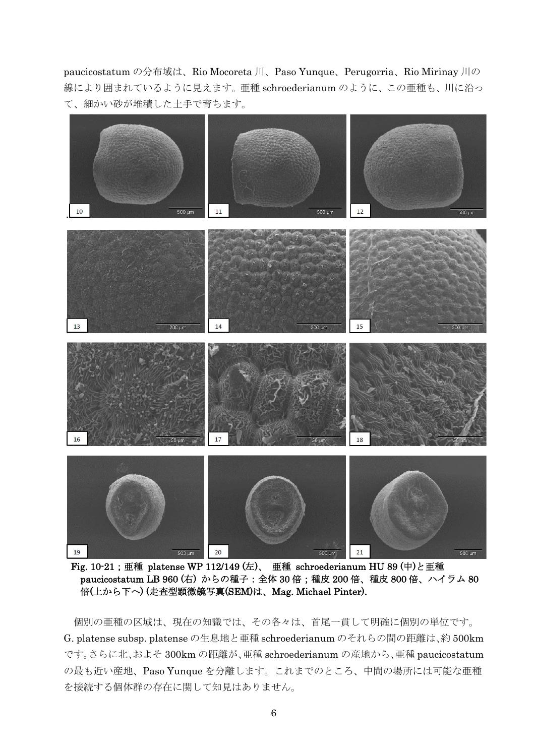paucicostatum の分布域は、Rio Mocoreta 川、Paso Yunque、Perugorria、Rio Mirinay 川の線により囲まれているように見えます。亜種 schroederianum のように、この亜種も、川に沿って、細かい砂が堆積した土手で育ちます。

**Fig. 10-21 ; 亜種 platense WP 112/149 (左)、 亜種 schroederianum HU 89 (中)と亜種 paucicostatum LB 960 (右) からの種子：全体 30 倍；種皮 200 倍、種皮 800 倍、ハイラム 80 倍(上から下へ) (走査型顕微鏡写真(SEM)は、Mag. Michael Pinter).**

個別の亜種の区域は、現在の知識では、その各々は、首尾一貫して明確に個別の単位です。G. platense subsp. platense の生息地と亜種 schroederianum のそれらの間の距離は､約 500km です｡さらに北､およそ 300km の距離が､亜種 schroederianum の産地から､亜種 paucicostatum の最も近い産地、Paso Yunque を分離します。これまでのところ、中間の場所には可能な亜種を接続する個体群の存在に関して知見はありません。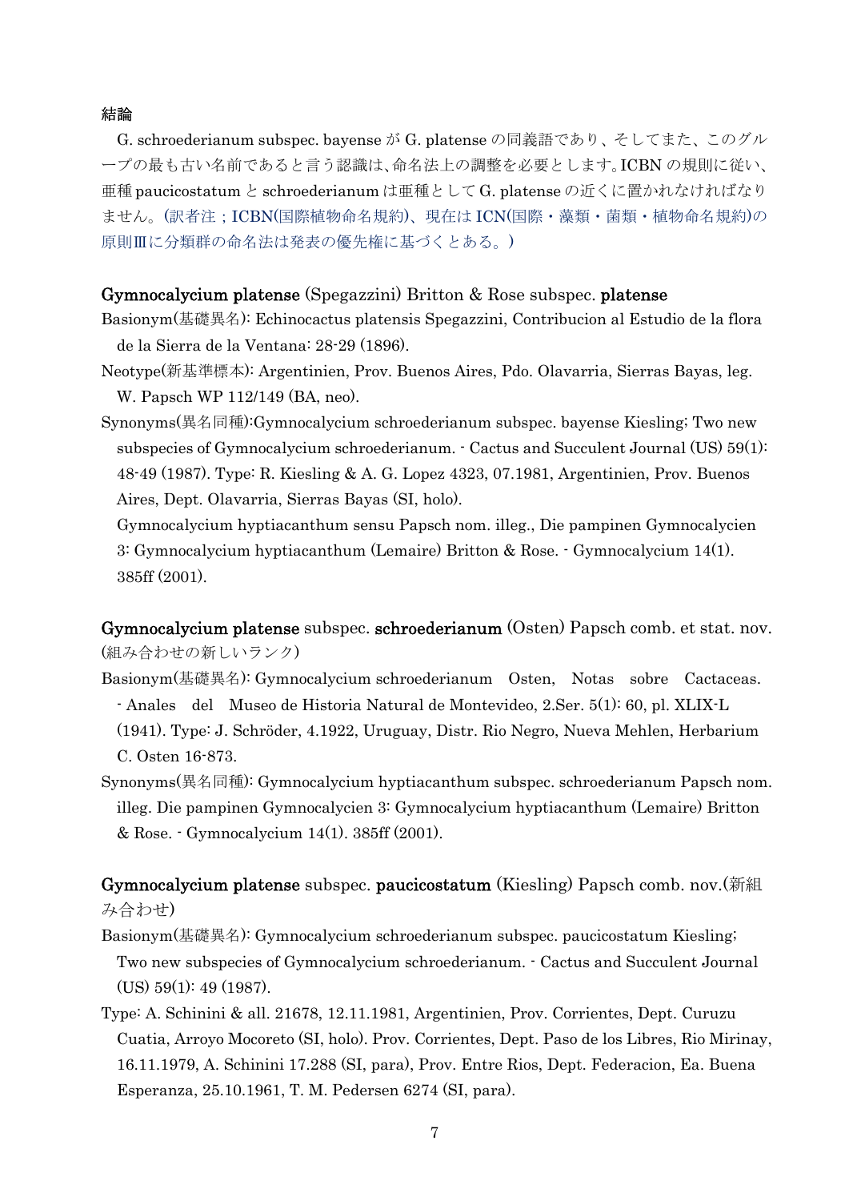## 結論

G. schroederianum subspec. bayense が G. platense の同義語であり、そしてまた、このグループの最も古い名前であると言う認識は、命名法上の調整を必要とします。ICBN の規則に従い、亜種 paucicostatum と schroederianum は亜種として G. platense の近くに置かれなければなりません。(訳者注；ICBN(国際植物命名規約)、現在は ICN(国際・藻類・菌類・植物命名規約)の原則Ⅲに分類群の命名法は発表の優先権に基づくとある。)

**Gymnocalycium platense** (Spegazzini) Britton & Rose subspec. **platense**

Basionym(基礎異名): Echinocactus platensis Spegazzini, Contribucion al Estudio de la flora de la Sierra de la Ventana: 28-29 (1896).

Neotype(新基準標本): Argentinien, Prov. Buenos Aires, Pdo. Olavarria, Sierras Bayas, leg. W. Papsch WP 112/149 (BA, neo).

Synonyms(異名同種):Gymnocalycium schroederianum subspec. bayense Kiesling; Two new subspecies of Gymnocalycium schroederianum. - Cactus and Succulent Journal (US) 59(1): 48-49 (1987). Type: R. Kiesling & A. G. Lopez 4323, 07.1981, Argentinien, Prov. Buenos Aires, Dept. Olavarria, Sierras Bayas (SI, holo).

Gymnocalycium hyptiacanthum sensu Papsch nom. illeg., Die pampinen Gymnocalycien 3: Gymnocalycium hyptiacanthum (Lemaire) Britton & Rose. - Gymnocalycium 14(1). 385ff (2001).

**Gymnocalycium platense** subspec. **schroederianum** (Osten) Papsch comb. et stat. nov. (組み合わせの新しいランク)

Basionym(基礎異名): Gymnocalycium schroederianum Osten, Notas sobre Cactaceas. - Anales del Museo de Historia Natural de Montevideo, 2.Ser. 5(1): 60, pl. XLIX-L (1941). Type: J. Schröder, 4.1922, Uruguay, Distr. Rio Negro, Nueva Mehlen, Herbarium C. Osten 16-873.

Synonyms(異名同種): Gymnocalycium hyptiacanthum subspec. schroederianum Papsch nom. illeg. Die pampinen Gymnocalycien 3: Gymnocalycium hyptiacanthum (Lemaire) Britton & Rose. - Gymnocalycium 14(1). 385ff (2001).

**Gymnocalycium platense** subspec. **paucicostatum** (Kiesling) Papsch comb. nov.(新組み合わせ)

Basionym(基礎異名): Gymnocalycium schroederianum subspec. paucicostatum Kiesling; Two new subspecies of Gymnocalycium schroederianum. - Cactus and Succulent Journal (US) 59(1): 49 (1987).

Type: A. Schinini & all. 21678, 12.11.1981, Argentinien, Prov. Corrientes, Dept. Curuzu Cuatia, Arroyo Mocoreto (SI, holo). Prov. Corrientes, Dept. Paso de los Libres, Rio Mirinay, 16.11.1979, A. Schinini 17.288 (SI, para), Prov. Entre Rios, Dept. Federacion, Ea. Buena Esperanza, 25.10.1961, T. M. Pedersen 6274 (SI, para).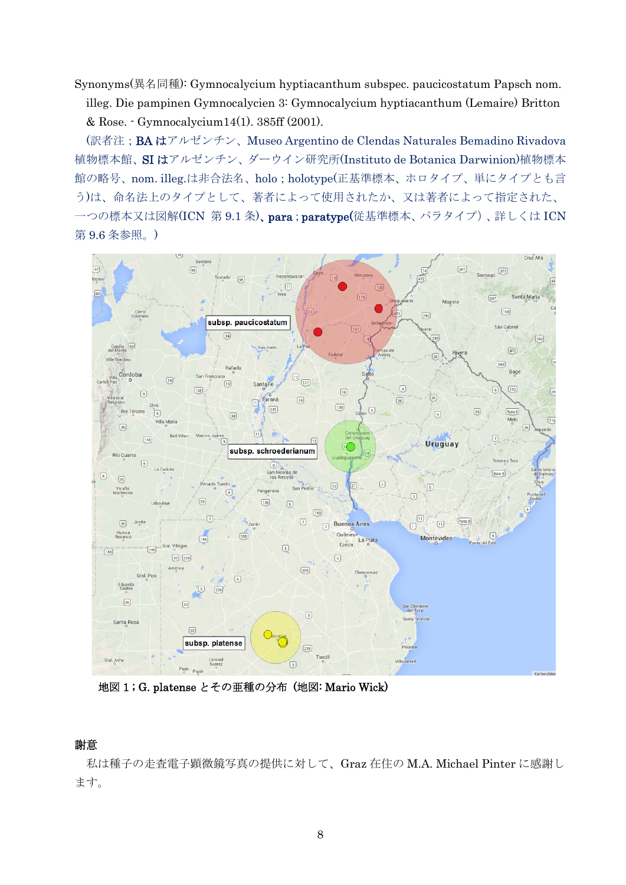Synonyms(異名同種): Gymnocalycium hyptiacanthum subspec. paucicostatum Papsch nom. illeg. Die pampinen Gymnocalycien 3: Gymnocalycium hyptiacanthum (Lemaire) Britton & Rose. - Gymnocalycium14(1). 385ff (2001).

(訳者注；**BA は**アルゼンチン、Museo Argentino de Clendas Naturales Bemadino Rivadova 植物標本館、**SI は**アルゼンチン、ダーウイン研究所(Instituto de Botanica Darwinion)植物標本館の略号、nom. illeg.は非合法名、holo；holotype(正基準標本、ホロタイプ、単にタイプとも言う)は、命名法上のタイプとして、著者によって使用されたか、又は著者によって指定された、一つの標本又は図解(ICN 第 9.1 条)、**para；paratype**(従基準標本、パラタイプ)、詳しくは ICN 第 9.6 条参照。)

subsp. paucicostatum
subsp. schroederianum
subsp. platense

地図 1；G. platense とその亜種の分布（地図: Mario Wick)

**謝意**

私は種子の走査電子顕微鏡写真の提供に対して、Graz 在住の M.A. Michael Pinter に感謝します。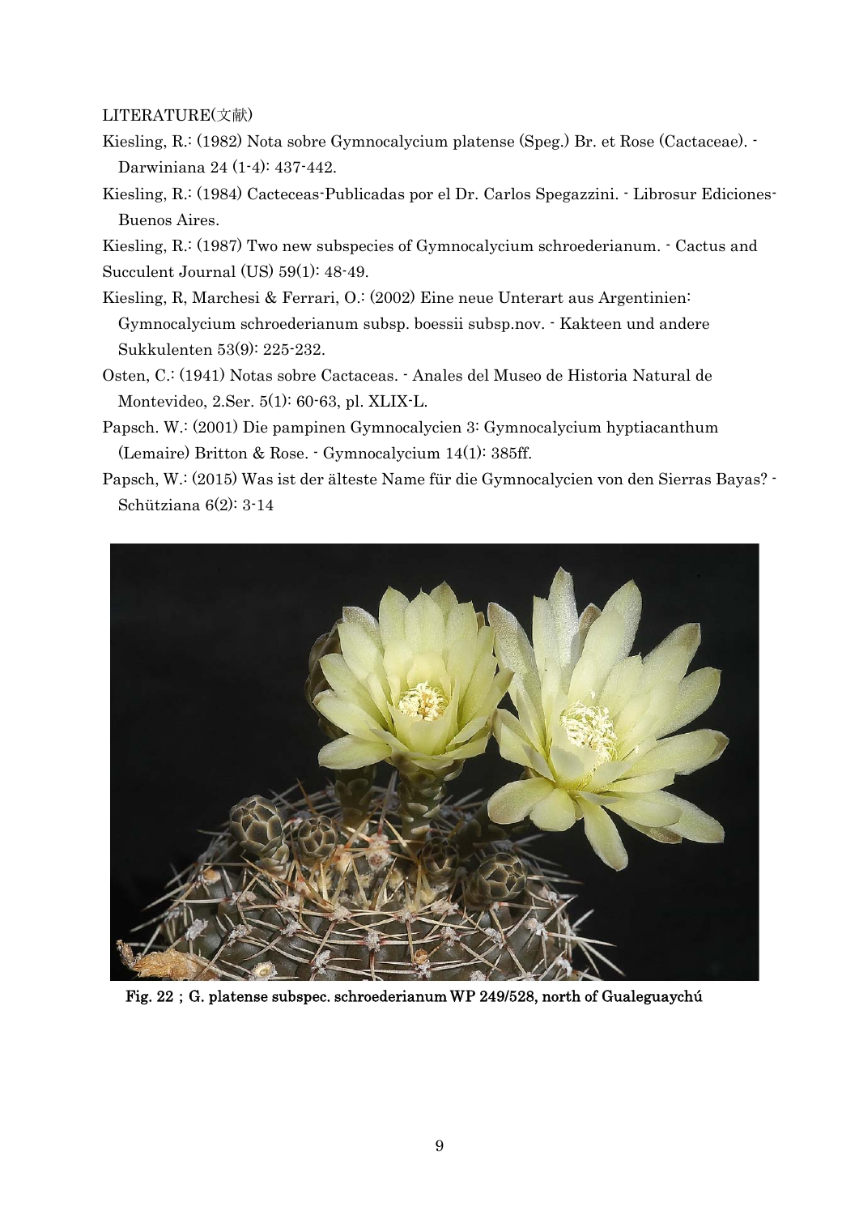LITERATURE(文献)

Kiesling, R.: (1982) Nota sobre Gymnocalycium platense (Speg.) Br. et Rose (Cactaceae). - Darwiniana 24 (1-4): 437-442.

Kiesling, R.: (1984) Cacteceas-Publicadas por el Dr. Carlos Spegazzini. - Librosur Ediciones-Buenos Aires.

Kiesling, R.: (1987) Two new subspecies of Gymnocalycium schroederianum. - Cactus and Succulent Journal (US) 59(1): 48-49.

Kiesling, R, Marchesi & Ferrari, O.: (2002) Eine neue Unterart aus Argentinien: Gymnocalycium schroederianum subsp. boessii subsp.nov. - Kakteen und andere Sukkulenten 53(9): 225-232.

Osten, C.: (1941) Notas sobre Cactaceas. - Anales del Museo de Historia Natural de Montevideo, 2.Ser. 5(1): 60-63, pl. XLIX-L.

Papsch. W.: (2001) Die pampinen Gymnocalycien 3: Gymnocalycium hyptiacanthum (Lemaire) Britton & Rose. - Gymnocalycium 14(1): 385ff.

Papsch, W.: (2015) Was ist der älteste Name für die Gymnocalycien von den Sierras Bayas? - Schützziana 6(2): 3-14

**Fig. 22 ; G. platense subspec. schroederianum WP 249/528, north of Gualeguaychú**